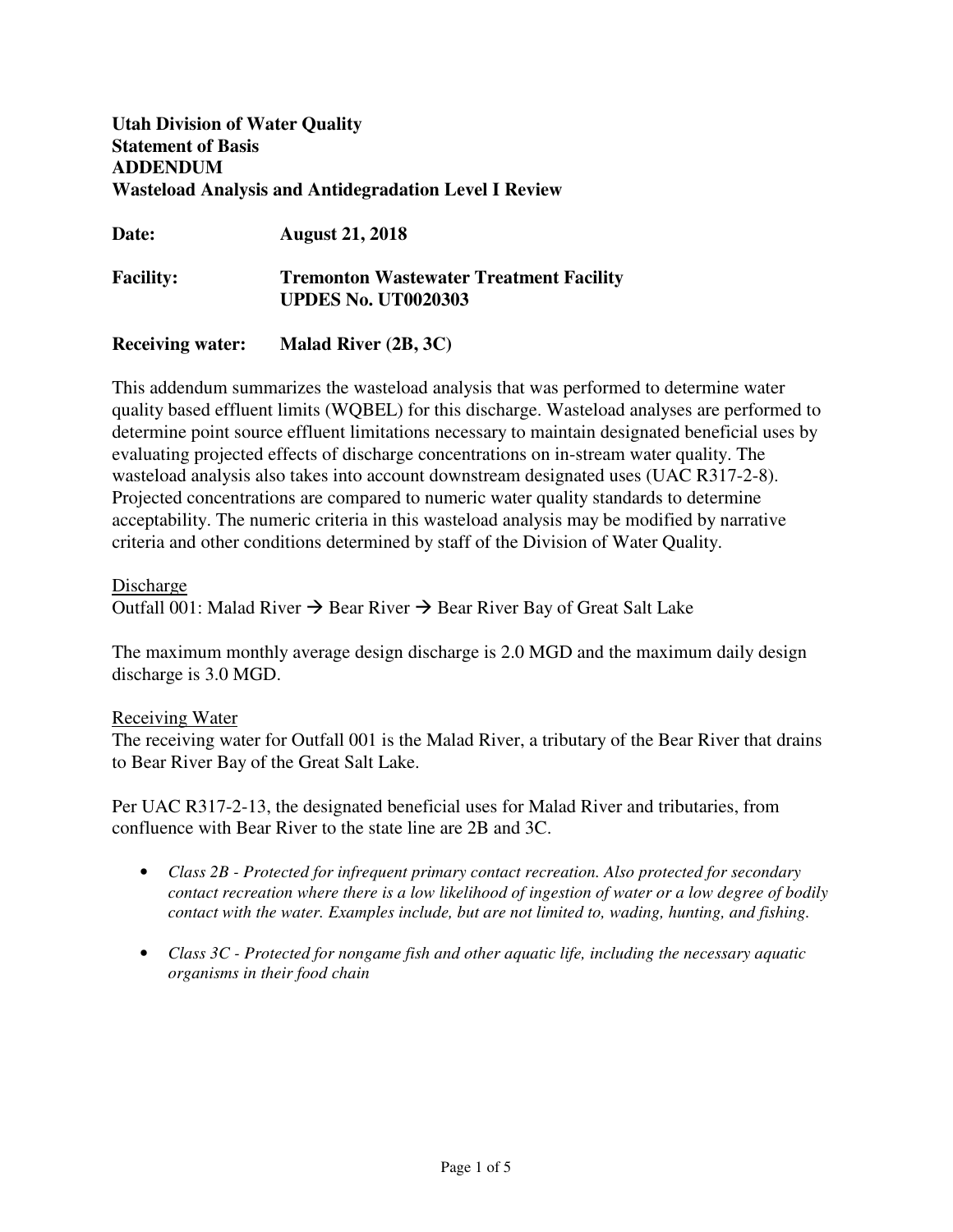**Utah Division of Water Quality**
**Statement of Basis**
**ADDENDUM**
**Wasteload Analysis and Antidegradation Level I Review**

**Date:** **August 21, 2018**

**Facility:** **Tremonton Wastewater Treatment Facility**
**UPDES No. UT0020303**

**Receiving water:** **Malad River (2B, 3C)**

This addendum summarizes the wasteload analysis that was performed to determine water quality based effluent limits (WQBEL) for this discharge. Wasteload analyses are performed to determine point source effluent limitations necessary to maintain designated beneficial uses by evaluating projected effects of discharge concentrations on in-stream water quality. The wasteload analysis also takes into account downstream designated uses (UAC R317-2-8). Projected concentrations are compared to numeric water quality standards to determine acceptability. The numeric criteria in this wasteload analysis may be modified by narrative criteria and other conditions determined by staff of the Division of Water Quality.

<u>Discharge</u>

Outfall 001: Malad River → Bear River → Bear River Bay of Great Salt Lake

The maximum monthly average design discharge is 2.0 MGD and the maximum daily design discharge is 3.0 MGD.

<u>Receiving Water</u>

The receiving water for Outfall 001 is the Malad River, a tributary of the Bear River that drains to Bear River Bay of the Great Salt Lake.

Per UAC R317-2-13, the designated beneficial uses for Malad River and tributaries, from confluence with Bear River to the state line are 2B and 3C.

- *Class 2B - Protected for infrequent primary contact recreation. Also protected for secondary contact recreation where there is a low likelihood of ingestion of water or a low degree of bodily contact with the water. Examples include, but are not limited to, wading, hunting, and fishing.*
- *Class 3C - Protected for nongame fish and other aquatic life, including the necessary aquatic organisms in their food chain*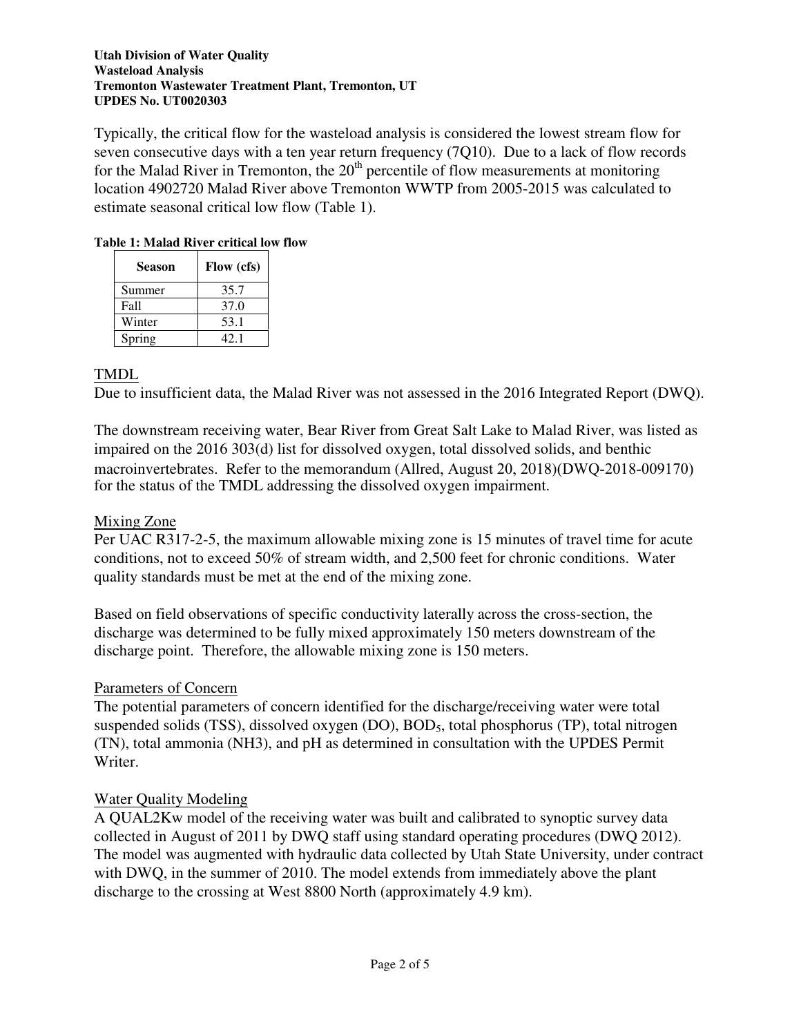Typically, the critical flow for the wasteload analysis is considered the lowest stream flow for seven consecutive days with a ten year return frequency (7Q10). Due to a lack of flow records for the Malad River in Tremonton, the 20th percentile of flow measurements at monitoring location 4902720 Malad River above Tremonton WWTP from 2005-2015 was calculated to estimate seasonal critical low flow (Table 1).

**Table 1: Malad River critical low flow**

| Season | Flow (cfs) |
|---|---|
| Summer | 35.7 |
| Fall | 37.0 |
| Winter | 53.1 |
| Spring | 42.1 |

## TMDL

Due to insufficient data, the Malad River was not assessed in the 2016 Integrated Report (DWQ).

The downstream receiving water, Bear River from Great Salt Lake to Malad River, was listed as impaired on the 2016 303(d) list for dissolved oxygen, total dissolved solids, and benthic macroinvertebrates. Refer to the memorandum (Allred, August 20, 2018)(DWQ-2018-009170) for the status of the TMDL addressing the dissolved oxygen impairment.

## Mixing Zone

Per UAC R317-2-5, the maximum allowable mixing zone is 15 minutes of travel time for acute conditions, not to exceed 50% of stream width, and 2,500 feet for chronic conditions. Water quality standards must be met at the end of the mixing zone.

Based on field observations of specific conductivity laterally across the cross-section, the discharge was determined to be fully mixed approximately 150 meters downstream of the discharge point. Therefore, the allowable mixing zone is 150 meters.

## Parameters of Concern

The potential parameters of concern identified for the discharge/receiving water were total suspended solids (TSS), dissolved oxygen (DO), $BOD_5$, total phosphorus (TP), total nitrogen (TN), total ammonia (NH3), and pH as determined in consultation with the UPDES Permit Writer.

## Water Quality Modeling

A QUAL2Kw model of the receiving water was built and calibrated to synoptic survey data collected in August of 2011 by DWQ staff using standard operating procedures (DWQ 2012). The model was augmented with hydraulic data collected by Utah State University, under contract with DWQ, in the summer of 2010. The model extends from immediately above the plant discharge to the crossing at West 8800 North (approximately 4.9 km).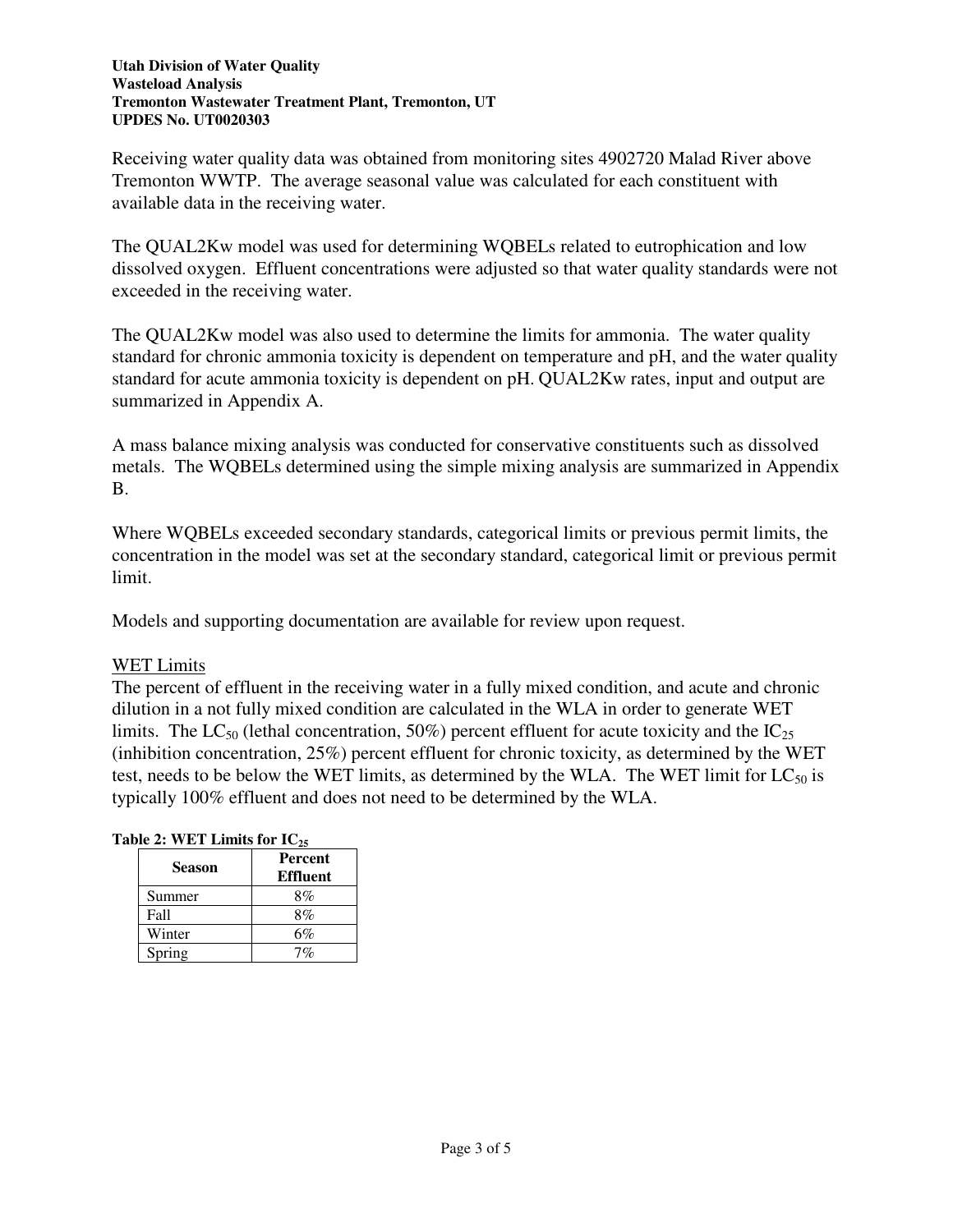Receiving water quality data was obtained from monitoring sites 4902720 Malad River above Tremonton WWTP. The average seasonal value was calculated for each constituent with available data in the receiving water.

The QUAL2Kw model was used for determining WQBELs related to eutrophication and low dissolved oxygen. Effluent concentrations were adjusted so that water quality standards were not exceeded in the receiving water.

The QUAL2Kw model was also used to determine the limits for ammonia. The water quality standard for chronic ammonia toxicity is dependent on temperature and pH, and the water quality standard for acute ammonia toxicity is dependent on pH. QUAL2Kw rates, input and output are summarized in Appendix A.

A mass balance mixing analysis was conducted for conservative constituents such as dissolved metals. The WQBELs determined using the simple mixing analysis are summarized in Appendix B.

Where WQBELs exceeded secondary standards, categorical limits or previous permit limits, the concentration in the model was set at the secondary standard, categorical limit or previous permit limit.

Models and supporting documentation are available for review upon request.

WET Limits

The percent of effluent in the receiving water in a fully mixed condition, and acute and chronic dilution in a not fully mixed condition are calculated in the WLA in order to generate WET limits. The $LC_{50}$ (lethal concentration, 50%) percent effluent for acute toxicity and the $IC_{25}$ (inhibition concentration, 25%) percent effluent for chronic toxicity, as determined by the WET test, needs to be below the WET limits, as determined by the WLA. The WET limit for $LC_{50}$ is typically 100% effluent and does not need to be determined by the WLA.

**Table 2: WET Limits for $IC_{25}$**

| Season | Percent Effluent |
|---|---|
| Summer | 8% |
| Fall | 8% |
| Winter | 6% |
| Spring | 7% |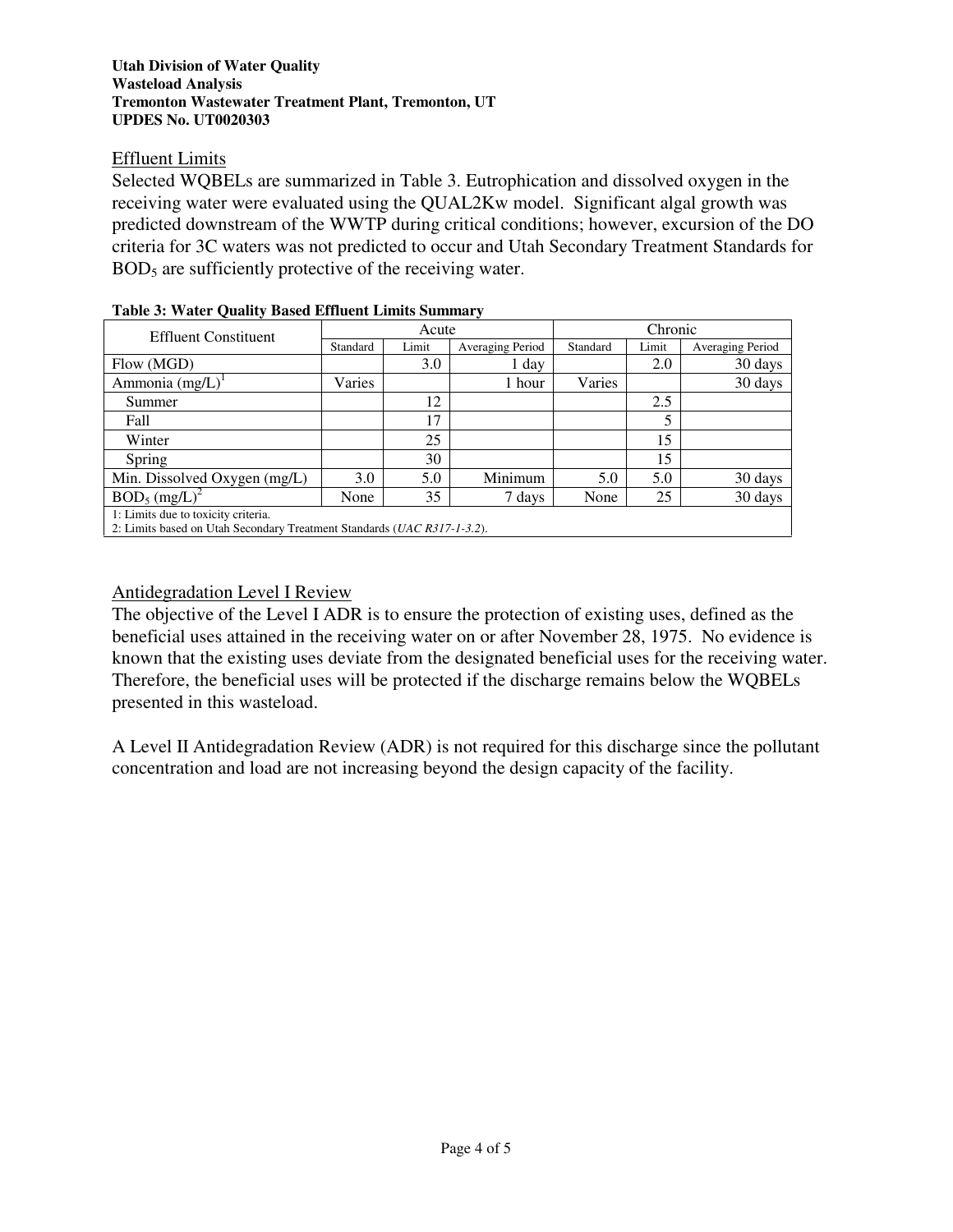## Effluent Limits

Selected WQBELs are summarized in Table 3. Eutrophication and dissolved oxygen in the receiving water were evaluated using the QUAL2Kw model. Significant algal growth was predicted downstream of the WWTP during critical conditions; however, excursion of the DO criteria for 3C waters was not predicted to occur and Utah Secondary Treatment Standards for $BOD_5$ are sufficiently protective of the receiving water.

**Table 3: Water Quality Based Effluent Limits Summary**

| Effluent Constituent | Acute | | | Chronic | | |
|---|---|---|---|---|---|---|
| | Standard | Limit | Averaging Period | Standard | Limit | Averaging Period |
| Flow (MGD) | | 3.0 | 1 day | | 2.0 | 30 days |
| Ammonia (mg/L)[1] | Varies | | 1 hour | Varies | | 30 days |
| Summer | | 12 | | | 2.5 | |
| Fall | | 17 | | | 5 | |
| Winter | | 25 | | | 15 | |
| Spring | | 30 | | | 15 | |
| Min. Dissolved Oxygen (mg/L) | 3.0 | 5.0 | Minimum | 5.0 | 5.0 | 30 days |
| $BOD_5$ (mg/L)[2] | None | 35 | 7 days | None | 25 | 30 days |

1: Limits due to toxicity criteria.
2: Limits based on Utah Secondary Treatment Standards (*UAC R317-1-3.2*).

## Antidegradation Level I Review

The objective of the Level I ADR is to ensure the protection of existing uses, defined as the beneficial uses attained in the receiving water on or after November 28, 1975. No evidence is known that the existing uses deviate from the designated beneficial uses for the receiving water. Therefore, the beneficial uses will be protected if the discharge remains below the WQBELs presented in this wasteload.

A Level II Antidegradation Review (ADR) is not required for this discharge since the pollutant concentration and load are not increasing beyond the design capacity of the facility.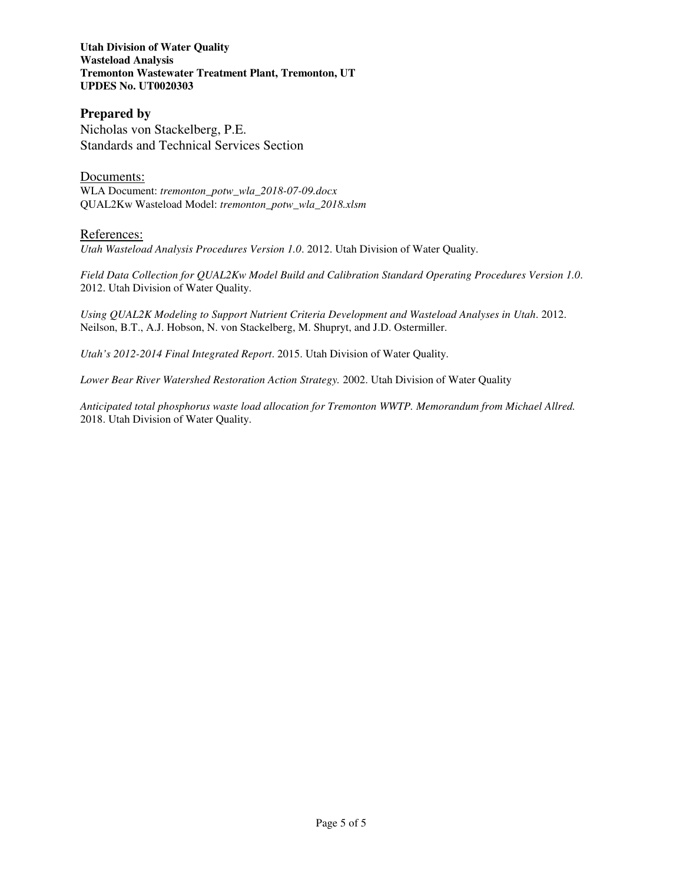**Utah Division of Water Quality**
**Wasteload Analysis**
**Tremonton Wastewater Treatment Plant, Tremonton, UT**
**UPDES No. UT0020303**

## Prepared by

Nicholas von Stackelberg, P.E.
Standards and Technical Services Section

### Documents:

WLA Document: *tremonton_potw_wla_2018-07-09.docx*
QUAL2Kw Wasteload Model: *tremonton_potw_wla_2018.xlsm*

### References:

*Utah Wasteload Analysis Procedures Version 1.0*. 2012. Utah Division of Water Quality.

*Field Data Collection for QUAL2Kw Model Build and Calibration Standard Operating Procedures Version 1.0*. 2012. Utah Division of Water Quality.

*Using QUAL2K Modeling to Support Nutrient Criteria Development and Wasteload Analyses in Utah*. 2012. Neilson, B.T., A.J. Hobson, N. von Stackelberg, M. Shupryt, and J.D. Ostermiller.

*Utah's 2012-2014 Final Integrated Report*. 2015. Utah Division of Water Quality.

*Lower Bear River Watershed Restoration Action Strategy.* 2002. Utah Division of Water Quality

*Anticipated total phosphorus waste load allocation for Tremonton WWTP. Memorandum from Michael Allred.* 2018. Utah Division of Water Quality.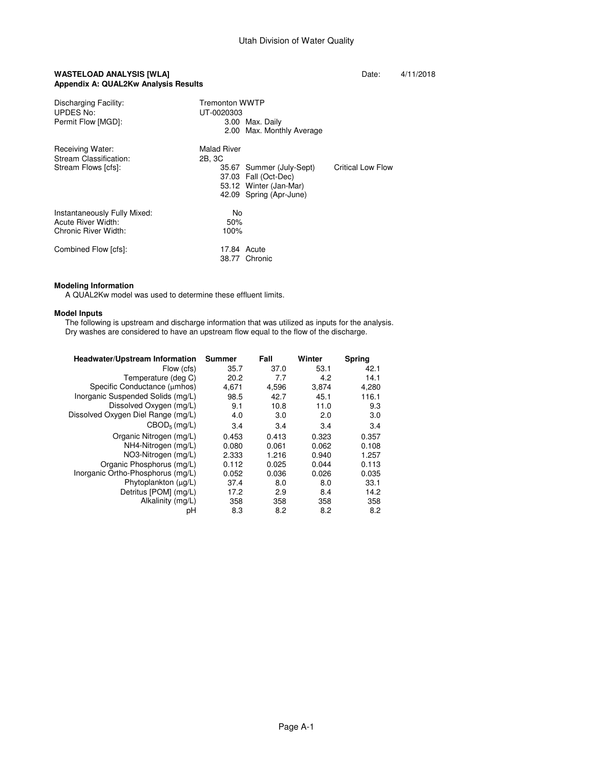Utah Division of Water Quality

**WASTELOAD ANALYSIS [WLA]**
**Appendix A: QUAL2Kw Analysis Results**

Date: 4/11/2018

| | | | |
|---|---|---|---|
| Discharging Facility: | Tremonton WWTP | | |
| UPDES No: | UT-0020303 | | |
| Permit Flow [MGD]: | 3.00 | Max. Daily | |
| | 2.00 | Max. Monthly Average | |
| Receiving Water: | Malad River | | |
| Stream Classification: | 2B, 3C | | |
| Stream Flows [cfs]: | 35.67 | Summer (July-Sept) | Critical Low Flow |
| | 37.03 | Fall (Oct-Dec) | |
| | 53.12 | Winter (Jan-Mar) | |
| | 42.09 | Spring (Apr-June) | |
| Instantaneously Fully Mixed: | No | | |
| Acute River Width: | 50% | | |
| Chronic River Width: | 100% | | |
| Combined Flow [cfs]: | 17.84 | Acute | |
| | 38.77 | Chronic | |

**Modeling Information**

A QUAL2Kw model was used to determine these effluent limits.

**Model Inputs**

The following is upstream and discharge information that was utilized as inputs for the analysis.
Dry washes are considered to have an upstream flow equal to the flow of the discharge.

| Headwater/Upstream Information | Summer | Fall | Winter | Spring |
|---|---|---|---|---|
| Flow (cfs) | 35.7 | 37.0 | 53.1 | 42.1 |
| Temperature (deg C) | 20.2 | 7.7 | 4.2 | 14.1 |
| Specific Conductance (μmhos) | 4,671 | 4,596 | 3,874 | 4,280 |
| Inorganic Suspended Solids (mg/L) | 98.5 | 42.7 | 45.1 | 116.1 |
| Dissolved Oxygen (mg/L) | 9.1 | 10.8 | 11.0 | 9.3 |
| Dissolved Oxygen Diel Range (mg/L) | 4.0 | 3.0 | 2.0 | 3.0 |
| $CBOD_5$ (mg/L) | 3.4 | 3.4 | 3.4 | 3.4 |
| Organic Nitrogen (mg/L) | 0.453 | 0.413 | 0.323 | 0.357 |
| NH4-Nitrogen (mg/L) | 0.080 | 0.061 | 0.062 | 0.108 |
| NO3-Nitrogen (mg/L) | 2.333 | 1.216 | 0.940 | 1.257 |
| Organic Phosphorus (mg/L) | 0.112 | 0.025 | 0.044 | 0.113 |
| Inorganic Ortho-Phosphorus (mg/L) | 0.052 | 0.036 | 0.026 | 0.035 |
| Phytoplankton (μg/L) | 37.4 | 8.0 | 8.0 | 33.1 |
| Detritus [POM] (mg/L) | 17.2 | 2.9 | 8.4 | 14.2 |
| Alkalinity (mg/L) | 358 | 358 | 358 | 358 |
| pH | 8.3 | 8.2 | 8.2 | 8.2 |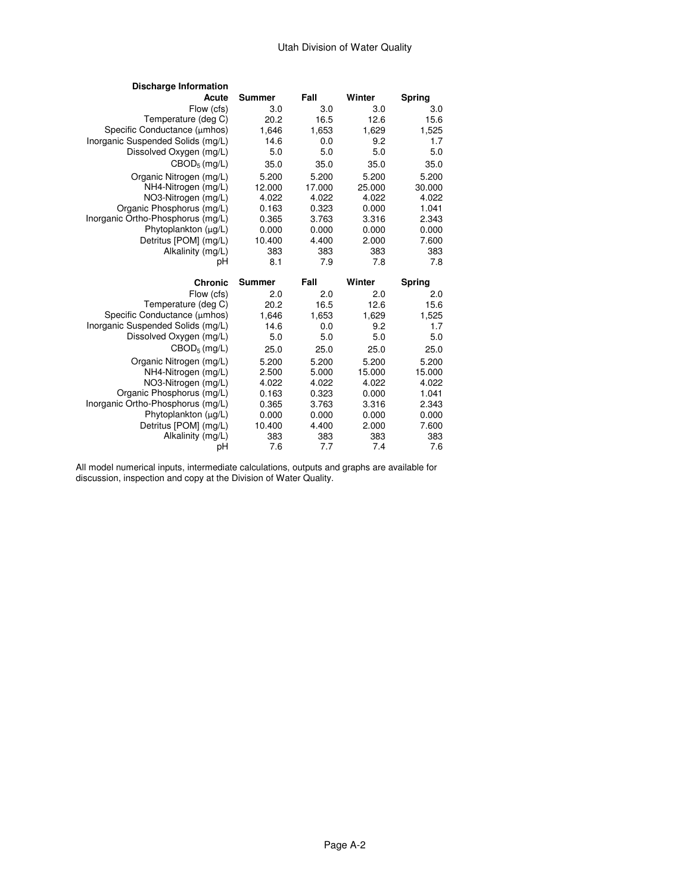## Discharge Information

| Acute | Summer | Fall | Winter | Spring |
|---|---|---|---|---|
| Flow (cfs) | 3.0 | 3.0 | 3.0 | 3.0 |
| Temperature (deg C) | 20.2 | 16.5 | 12.6 | 15.6 |
| Specific Conductance (µmhos) | 1,646 | 1,653 | 1,629 | 1,525 |
| Inorganic Suspended Solids (mg/L) | 14.6 | 0.0 | 9.2 | 1.7 |
| Dissolved Oxygen (mg/L) | 5.0 | 5.0 | 5.0 | 5.0 |
| $CBOD_5$ (mg/L) | 35.0 | 35.0 | 35.0 | 35.0 |
| Organic Nitrogen (mg/L) | 5.200 | 5.200 | 5.200 | 5.200 |
| NH4-Nitrogen (mg/L) | 12.000 | 17.000 | 25.000 | 30.000 |
| NO3-Nitrogen (mg/L) | 4.022 | 4.022 | 4.022 | 4.022 |
| Organic Phosphorus (mg/L) | 0.163 | 0.323 | 0.000 | 1.041 |
| Inorganic Ortho-Phosphorus (mg/L) | 0.365 | 3.763 | 3.316 | 2.343 |
| Phytoplankton (µg/L) | 0.000 | 0.000 | 0.000 | 0.000 |
| Detritus [POM] (mg/L) | 10.400 | 4.400 | 2.000 | 7.600 |
| Alkalinity (mg/L) | 383 | 383 | 383 | 383 |
| pH | 8.1 | 7.9 | 7.8 | 7.8 |

| Chronic | Summer | Fall | Winter | Spring |
|---|---|---|---|---|
| Flow (cfs) | 2.0 | 2.0 | 2.0 | 2.0 |
| Temperature (deg C) | 20.2 | 16.5 | 12.6 | 15.6 |
| Specific Conductance (µmhos) | 1,646 | 1,653 | 1,629 | 1,525 |
| Inorganic Suspended Solids (mg/L) | 14.6 | 0.0 | 9.2 | 1.7 |
| Dissolved Oxygen (mg/L) | 5.0 | 5.0 | 5.0 | 5.0 |
| $CBOD_5$ (mg/L) | 25.0 | 25.0 | 25.0 | 25.0 |
| Organic Nitrogen (mg/L) | 5.200 | 5.200 | 5.200 | 5.200 |
| NH4-Nitrogen (mg/L) | 2.500 | 5.000 | 15.000 | 15.000 |
| NO3-Nitrogen (mg/L) | 4.022 | 4.022 | 4.022 | 4.022 |
| Organic Phosphorus (mg/L) | 0.163 | 0.323 | 0.000 | 1.041 |
| Inorganic Ortho-Phosphorus (mg/L) | 0.365 | 3.763 | 3.316 | 2.343 |
| Phytoplankton (µg/L) | 0.000 | 0.000 | 0.000 | 0.000 |
| Detritus [POM] (mg/L) | 10.400 | 4.400 | 2.000 | 7.600 |
| Alkalinity (mg/L) | 383 | 383 | 383 | 383 |
| pH | 7.6 | 7.7 | 7.4 | 7.6 |

All model numerical inputs, intermediate calculations, outputs and graphs are available for discussion, inspection and copy at the Division of Water Quality.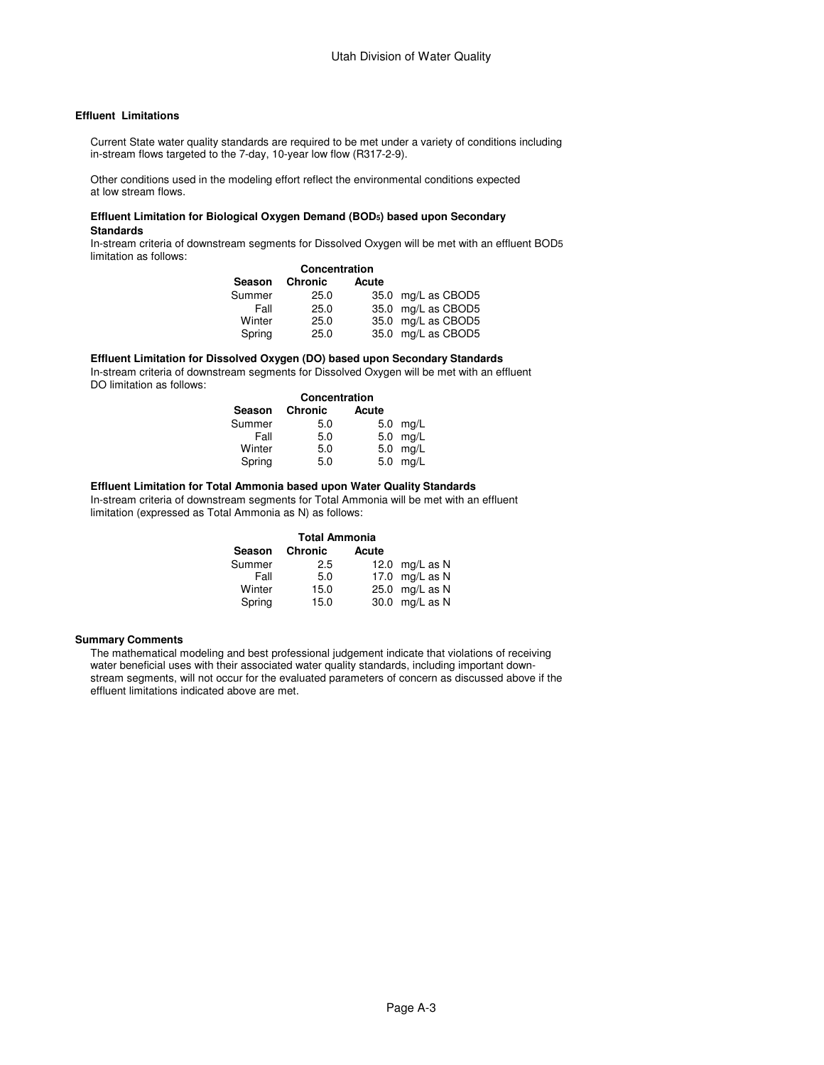## Effluent Limitations

Current State water quality standards are required to be met under a variety of conditions including in-stream flows targeted to the 7-day, 10-year low flow (R317-2-9).

Other conditions used in the modeling effort reflect the environmental conditions expected at low stream flows.

### Effluent Limitation for Biological Oxygen Demand ($BOD_5$) based upon Secondary Standards

In-stream criteria of downstream segments for Dissolved Oxygen will be met with an effluent $BOD_5$ limitation as follows:

| | Concentration | | |
|---|---|---|---|
| Season | Chronic | Acute | |
| Summer | 25.0 | 35.0 | mg/L as CBOD5 |
| Fall | 25.0 | 35.0 | mg/L as CBOD5 |
| Winter | 25.0 | 35.0 | mg/L as CBOD5 |
| Spring | 25.0 | 35.0 | mg/L as CBOD5 |

### Effluent Limitation for Dissolved Oxygen (DO) based upon Secondary Standards

In-stream criteria of downstream segments for Dissolved Oxygen will be met with an effluent DO limitation as follows:

| | Concentration | | |
|---|---|---|---|
| Season | Chronic | Acute | |
| Summer | 5.0 | 5.0 | mg/L |
| Fall | 5.0 | 5.0 | mg/L |
| Winter | 5.0 | 5.0 | mg/L |
| Spring | 5.0 | 5.0 | mg/L |

### Effluent Limitation for Total Ammonia based upon Water Quality Standards

In-stream criteria of downstream segments for Total Ammonia will be met with an effluent limitation (expressed as Total Ammonia as N) as follows:

| | Total Ammonia | | |
|---|---|---|---|
| Season | Chronic | Acute | |
| Summer | 2.5 | 12.0 | mg/L as N |
| Fall | 5.0 | 17.0 | mg/L as N |
| Winter | 15.0 | 25.0 | mg/L as N |
| Spring | 15.0 | 30.0 | mg/L as N |

## Summary Comments

The mathematical modeling and best professional judgement indicate that violations of receiving water beneficial uses with their associated water quality standards, including important down-stream segments, will not occur for the evaluated parameters of concern as discussed above if the effluent limitations indicated above are met.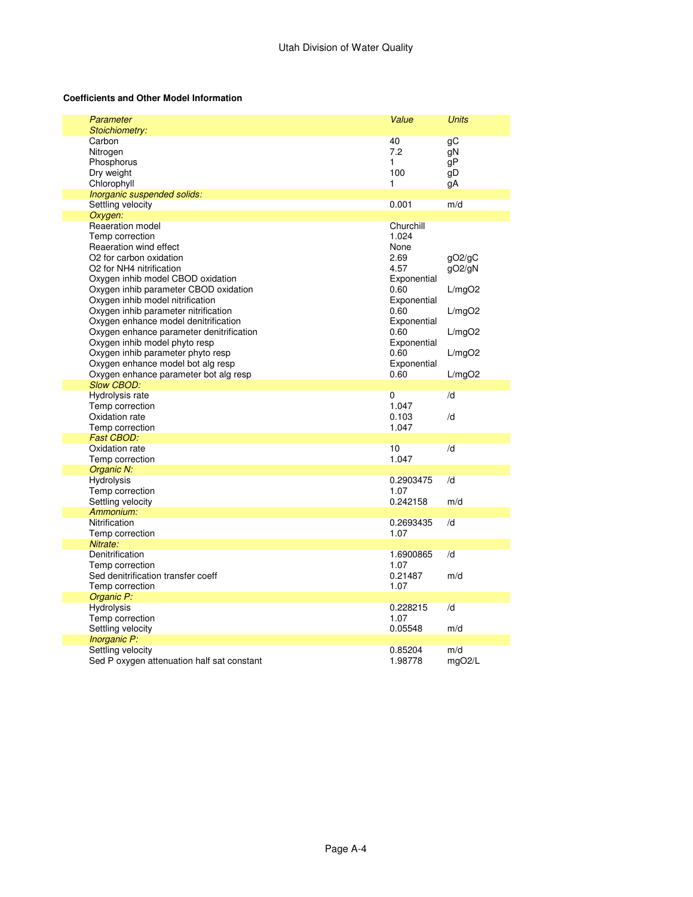**Coefficients and Other Model Information**

| *Parameter* | *Value* | *Units* |
|---|---|---|
| *Stoichiometry:* | | |
| Carbon | 40 | gC |
| Nitrogen | 7.2 | gN |
| Phosphorus | 1 | gP |
| Dry weight | 100 | gD |
| Chlorophyll | 1 | gA |
| *Inorganic suspended solids:* | | |
| Settling velocity | 0.001 | m/d |
| *Oxygen:* | | |
| Reaeration model | Churchill | |
| Temp correction | 1.024 | |
| Reaeration wind effect | None | |
| O2 for carbon oxidation | 2.69 | gO2/gC |
| O2 for NH4 nitrification | 4.57 | gO2/gN |
| Oxygen inhib model CBOD oxidation | Exponential | |
| Oxygen inhib parameter CBOD oxidation | 0.60 | L/mgO2 |
| Oxygen inhib model nitrification | Exponential | |
| Oxygen inhib parameter nitrification | 0.60 | L/mgO2 |
| Oxygen enhance model denitrification | Exponential | |
| Oxygen enhance parameter denitrification | 0.60 | L/mgO2 |
| Oxygen inhib model phyto resp | Exponential | |
| Oxygen inhib parameter phyto resp | 0.60 | L/mgO2 |
| Oxygen enhance model bot alg resp | Exponential | |
| Oxygen enhance parameter bot alg resp | 0.60 | L/mgO2 |
| *Slow CBOD:* | | |
| Hydrolysis rate | 0 | /d |
| Temp correction | 1.047 | |
| Oxidation rate | 0.103 | /d |
| Temp correction | 1.047 | |
| *Fast CBOD:* | | |
| Oxidation rate | 10 | /d |
| Temp correction | 1.047 | |
| *Organic N:* | | |
| Hydrolysis | 0.2903475 | /d |
| Temp correction | 1.07 | |
| Settling velocity | 0.242158 | m/d |
| *Ammonium:* | | |
| Nitrification | 0.2693435 | /d |
| Temp correction | 1.07 | |
| *Nitrate:* | | |
| Denitrification | 1.6900865 | /d |
| Temp correction | 1.07 | |
| Sed denitrification transfer coeff | 0.21487 | m/d |
| Temp correction | 1.07 | |
| *Organic P:* | | |
| Hydrolysis | 0.228215 | /d |
| Temp correction | 1.07 | |
| Settling velocity | 0.05548 | m/d |
| *Inorganic P:* | | |
| Settling velocity | 0.85204 | m/d |
| Sed P oxygen attenuation half sat constant | 1.98778 | mgO2/L |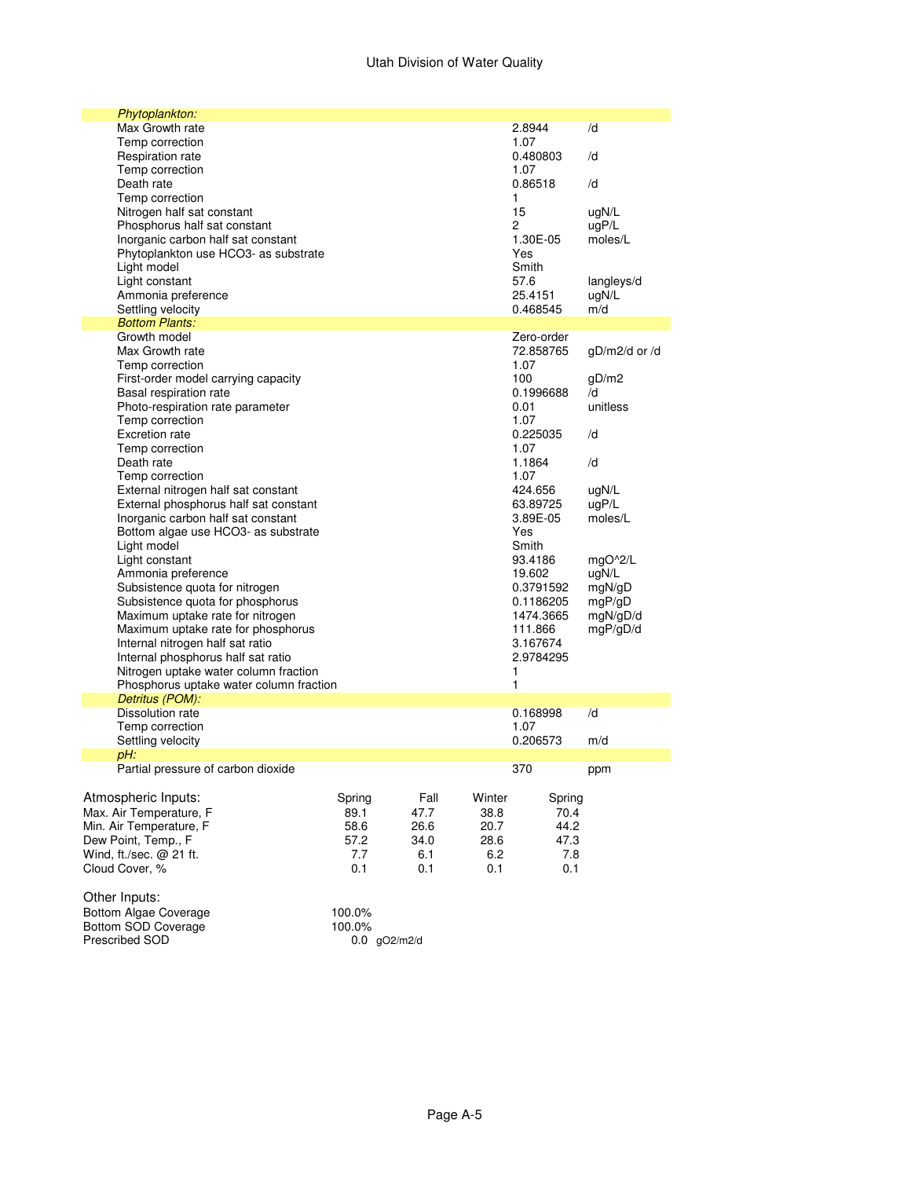| Parameter | Value | Units |
|---|---|---|
| *Phytoplankton:* | | |
| Max Growth rate | 2.8944 | /d |
| Temp correction | 1.07 | |
| Respiration rate | 0.480803 | /d |
| Temp correction | 1.07 | |
| Death rate | 0.86518 | /d |
| Temp correction | 1 | |
| Nitrogen half sat constant | 15 | ugN/L |
| Phosphorus half sat constant | 2 | ugP/L |
| Inorganic carbon half sat constant | 1.30E-05 | moles/L |
| Phytoplankton use HCO3- as substrate | Yes | |
| Light model | Smith | |
| Light constant | 57.6 | langleys/d |
| Ammonia preference | 25.4151 | ugN/L |
| Settling velocity | 0.468545 | m/d |
| *Bottom Plants:* | | |
| Growth model | Zero-order | |
| Max Growth rate | 72.858765 | gD/m2/d or /d |
| Temp correction | 1.07 | |
| First-order model carrying capacity | 100 | gD/m2 |
| Basal respiration rate | 0.1996688 | /d |
| Photo-respiration rate parameter | 0.01 | unitless |
| Temp correction | 1.07 | |
| Excretion rate | 0.225035 | /d |
| Temp correction | 1.07 | |
| Death rate | 1.1864 | /d |
| Temp correction | 1.07 | |
| External nitrogen half sat constant | 424.656 | ugN/L |
| External phosphorus half sat constant | 63.89725 | ugP/L |
| Inorganic carbon half sat constant | 3.89E-05 | moles/L |
| Bottom algae use HCO3- as substrate | Yes | |
| Light model | Smith | |
| Light constant | 93.4186 | mgO^2/L |
| Ammonia preference | 19.602 | ugN/L |
| Subsistence quota for nitrogen | 0.3791592 | mgN/gD |
| Subsistence quota for phosphorus | 0.1186205 | mgP/gD |
| Maximum uptake rate for nitrogen | 1474.3665 | mgN/gD/d |
| Maximum uptake rate for phosphorus | 111.866 | mgP/gD/d |
| Internal nitrogen half sat ratio | 3.167674 | |
| Internal phosphorus half sat ratio | 2.9784295 | |
| Nitrogen uptake water column fraction | 1 | |
| Phosphorus uptake water column fraction | 1 | |
| *Detritus (POM):* | | |
| Dissolution rate | 0.168998 | /d |
| Temp correction | 1.07 | |
| Settling velocity | 0.206573 | m/d |
| *pH:* | | |
| Partial pressure of carbon dioxide | 370 | ppm |

| Atmospheric Inputs: | Spring | Fall | Winter | Spring |
|---|---|---|---|---|
| Max. Air Temperature, F | 89.1 | 47.7 | 38.8 | 70.4 |
| Min. Air Temperature, F | 58.6 | 26.6 | 20.7 | 44.2 |
| Dew Point, Temp., F | 57.2 | 34.0 | 28.6 | 47.3 |
| Wind, ft./sec. @ 21 ft. | 7.7 | 6.1 | 6.2 | 7.8 |
| Cloud Cover, % | 0.1 | 0.1 | 0.1 | 0.1 |

| Other Inputs: | | |
|---|---|---|
| Bottom Algae Coverage | 100.0% | |
| Bottom SOD Coverage | 100.0% | |
| Prescribed SOD | 0.0 | gO2/m2/d |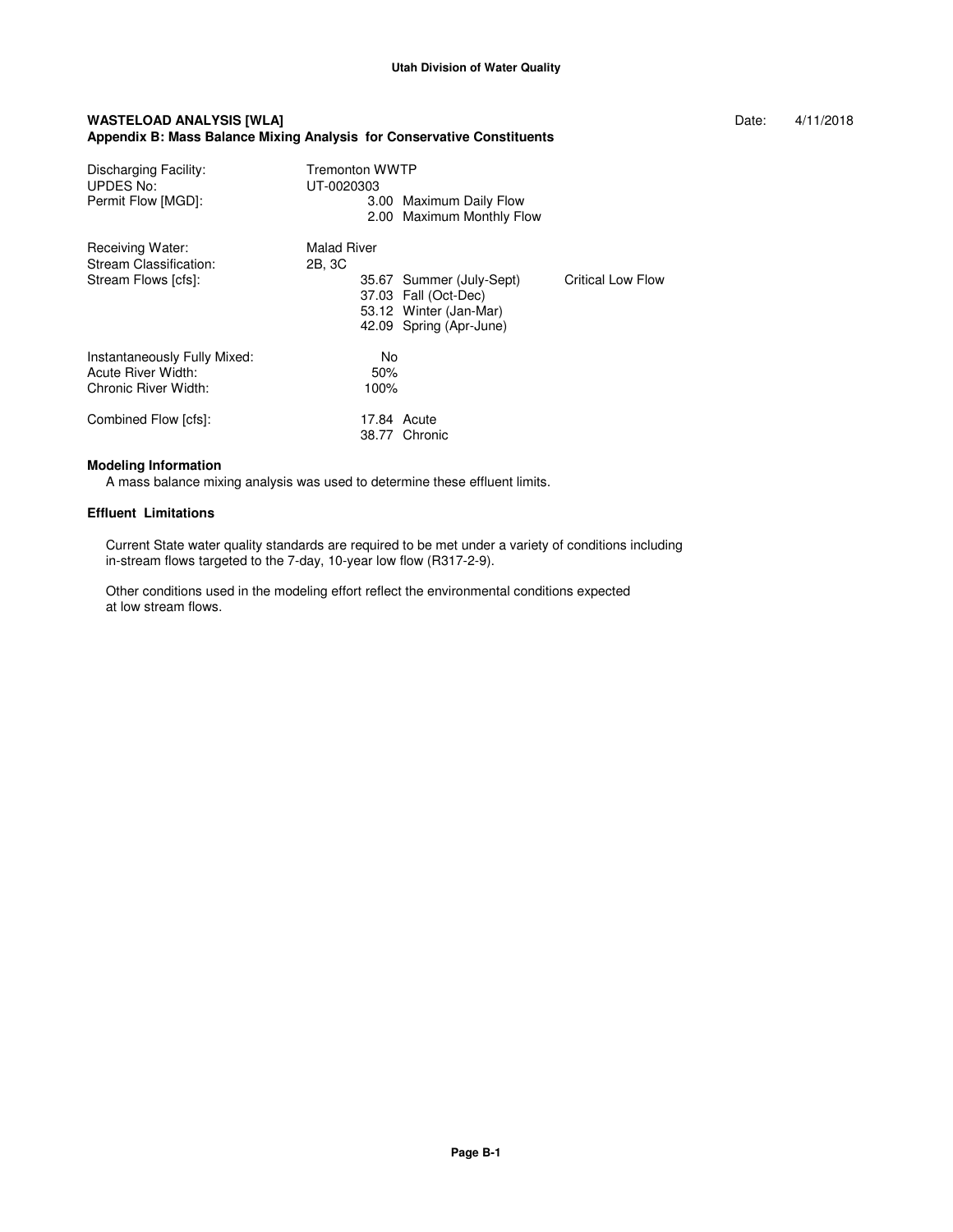**Utah Division of Water Quality**

**WASTELOAD ANALYSIS [WLA]** Date: 4/11/2018

**Appendix B: Mass Balance Mixing Analysis for Conservative Constituents**

| | | | |
|---|---|---|---|
| Discharging Facility: | Tremonton WWTP | | |
| UPDES No: | UT-0020303 | | |
| Permit Flow [MGD]: | 3.00 | Maximum Daily Flow | |
| | 2.00 | Maximum Monthly Flow | |
| Receiving Water: | Malad River | | |
| Stream Classification: | 2B, 3C | | |
| Stream Flows [cfs]: | 35.67 | Summer (July-Sept) | Critical Low Flow |
| | 37.03 | Fall (Oct-Dec) | |
| | 53.12 | Winter (Jan-Mar) | |
| | 42.09 | Spring (Apr-June) | |
| Instantaneously Fully Mixed: | No | | |
| Acute River Width: | 50% | | |
| Chronic River Width: | 100% | | |
| Combined Flow [cfs]: | 17.84 | Acute | |
| | 38.77 | Chronic | |

**Modeling Information**

A mass balance mixing analysis was used to determine these effluent limits.

**Effluent Limitations**

Current State water quality standards are required to be met under a variety of conditions including in-stream flows targeted to the 7-day, 10-year low flow (R317-2-9).

Other conditions used in the modeling effort reflect the environmental conditions expected at low stream flows.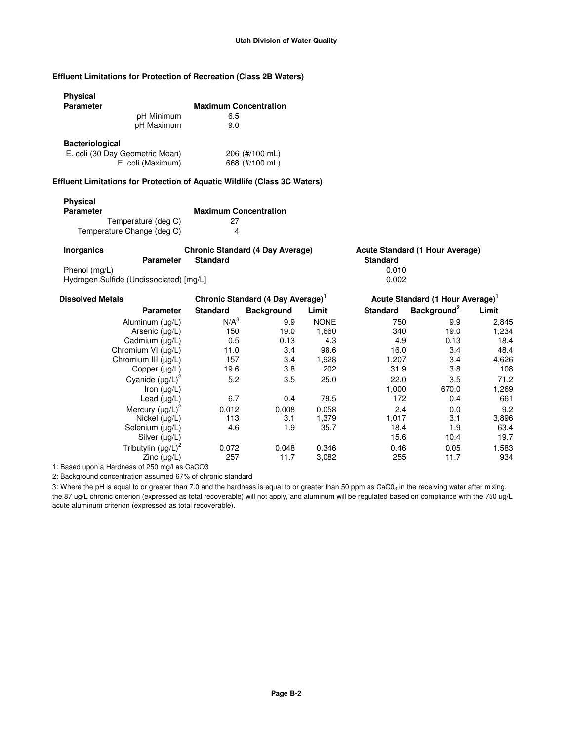**Utah Division of Water Quality**

### Effluent Limitations for Protection of Recreation (Class 2B Waters)

| Physical Parameter | Maximum Concentration |
|---|---|
| pH Minimum | 6.5 |
| pH Maximum | 9.0 |
| **Bacteriological** | |
| E. coli (30 Day Geometric Mean) | 206 (#/100 mL) |
| E. coli (Maximum) | 668 (#/100 mL) |

### Effluent Limitations for Protection of Aquatic Wildlife (Class 3C Waters)

| Physical Parameter | Maximum Concentration |
|---|---|
| Temperature (deg C) | 27 |
| Temperature Change (deg C) | 4 |

| Inorganics | Chronic Standard (4 Day Average) | Acute Standard (1 Hour Average) |
|---|---|---|
| Parameter | Standard | Standard |
| Phenol (mg/L) | | 0.010 |
| Hydrogen Sulfide (Undissociated) [mg/L] | | 0.002 |

| Dissolved Metals | Chronic Standard (4 Day Average)[1] | | | Acute Standard (1 Hour Average)[1] | | |
|---|---|---|---|---|---|---|
| Parameter | Standard | Background | Limit | Standard | Background[2] | Limit |
| Aluminum (µg/L) | N/A[3] | 9.9 | NONE | 750 | 9.9 | 2,845 |
| Arsenic (µg/L) | 150 | 19.0 | 1,660 | 340 | 19.0 | 1,234 |
| Cadmium (µg/L) | 0.5 | 0.13 | 4.3 | 4.9 | 0.13 | 18.4 |
| Chromium VI (µg/L) | 11.0 | 3.4 | 98.6 | 16.0 | 3.4 | 48.4 |
| Chromium III (µg/L) | 157 | 3.4 | 1,928 | 1,207 | 3.4 | 4,626 |
| Copper (µg/L) | 19.6 | 3.8 | 202 | 31.9 | 3.8 | 108 |
| Cyanide (µg/L)[2] | 5.2 | 3.5 | 25.0 | 22.0 | 3.5 | 71.2 |
| Iron (µg/L) | | | | 1,000 | 670.0 | 1,269 |
| Lead (µg/L) | 6.7 | 0.4 | 79.5 | 172 | 0.4 | 661 |
| Mercury (µg/L)[2] | 0.012 | 0.008 | 0.058 | 2.4 | 0.0 | 9.2 |
| Nickel (µg/L) | 113 | 3.1 | 1,379 | 1,017 | 3.1 | 3,896 |
| Selenium (µg/L) | 4.6 | 1.9 | 35.7 | 18.4 | 1.9 | 63.4 |
| Silver (µg/L) | | | | 15.6 | 10.4 | 19.7 |
| Tributylin (µg/L)[2] | 0.072 | 0.048 | 0.346 | 0.46 | 0.05 | 1.583 |
| Zinc (µg/L) | 257 | 11.7 | 3,082 | 255 | 11.7 | 934 |

1: Based upon a Hardness of 250 mg/l as $CaCO_3$

2: Background concentration assumed 67% of chronic standard

3: Where the pH is equal to or greater than 7.0 and the hardness is equal to or greater than 50 ppm as $CaC0_3$ in the receiving water after mixing, the 87 ug/L chronic criterion (expressed as total recoverable) will not apply, and aluminum will be regulated based on compliance with the 750 ug/L acute aluminum criterion (expressed as total recoverable).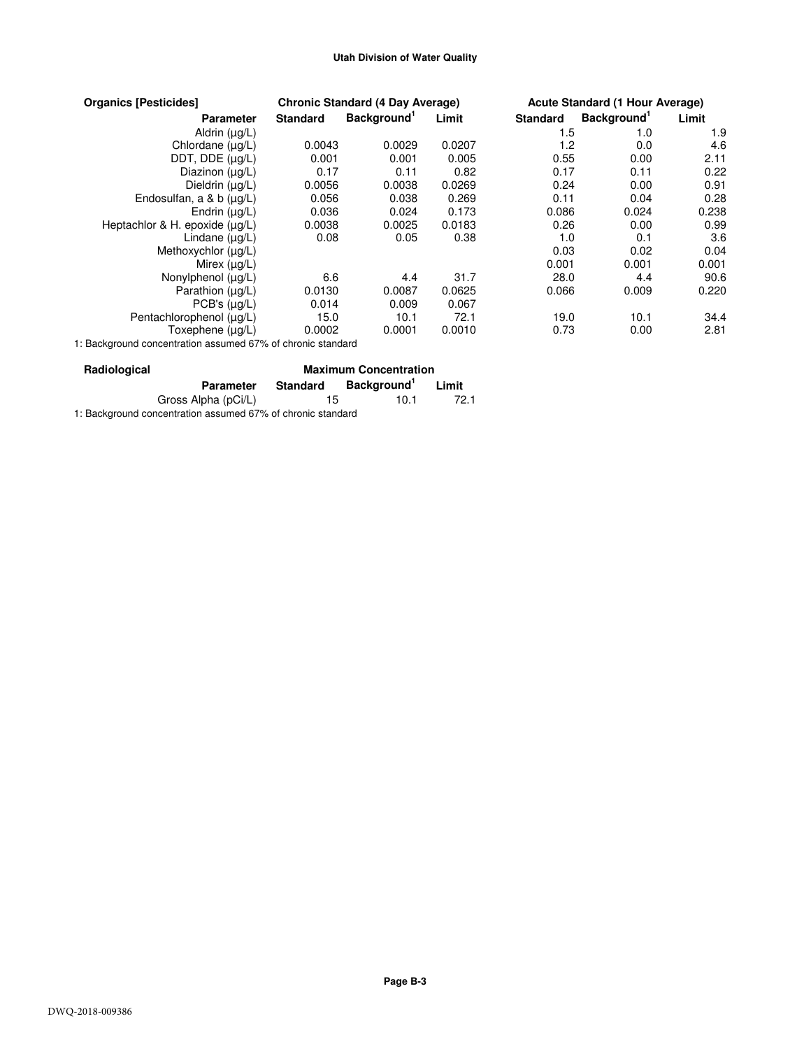Utah Division of Water Quality

| Organics [Pesticides] | Chronic Standard (4 Day Average) | | | Acute Standard (1 Hour Average) | | |
|---|---|---|---|---|---|---|
| Parameter | Standard | Background[1] | Limit | Standard | Background[1] | Limit |
| Aldrin (µg/L) | | | | 1.5 | 1.0 | 1.9 |
| Chlordane (µg/L) | 0.0043 | 0.0029 | 0.0207 | 1.2 | 0.0 | 4.6 |
| DDT, DDE (µg/L) | 0.001 | 0.001 | 0.005 | 0.55 | 0.00 | 2.11 |
| Diazinon (µg/L) | 0.17 | 0.11 | 0.82 | 0.17 | 0.11 | 0.22 |
| Dieldrin (µg/L) | 0.0056 | 0.0038 | 0.0269 | 0.24 | 0.00 | 0.91 |
| Endosulfan, a & b (µg/L) | 0.056 | 0.038 | 0.269 | 0.11 | 0.04 | 0.28 |
| Endrin (µg/L) | 0.036 | 0.024 | 0.173 | 0.086 | 0.024 | 0.238 |
| Heptachlor & H. epoxide (µg/L) | 0.0038 | 0.0025 | 0.0183 | 0.26 | 0.00 | 0.99 |
| Lindane (µg/L) | 0.08 | 0.05 | 0.38 | 1.0 | 0.1 | 3.6 |
| Methoxychlor (µg/L) | | | | 0.03 | 0.02 | 0.04 |
| Mirex (µg/L) | | | | 0.001 | 0.001 | 0.001 |
| Nonylphenol (µg/L) | 6.6 | 4.4 | 31.7 | 28.0 | 4.4 | 90.6 |
| Parathion (µg/L) | 0.0130 | 0.0087 | 0.0625 | 0.066 | 0.009 | 0.220 |
| PCB's (µg/L) | 0.014 | 0.009 | 0.067 | | | |
| Pentachlorophenol (µg/L) | 15.0 | 10.1 | 72.1 | 19.0 | 10.1 | 34.4 |
| Toxephene (µg/L) | 0.0002 | 0.0001 | 0.0010 | 0.73 | 0.00 | 2.81 |

1: Background concentration assumed 67% of chronic standard

| Radiological | Maximum Concentration | | |
|---|---|---|---|
| Parameter | Standard | Background[1] | Limit |
| Gross Alpha (pCi/L) | 15 | 10.1 | 72.1 |

1: Background concentration assumed 67% of chronic standard

DWQ-2018-009386